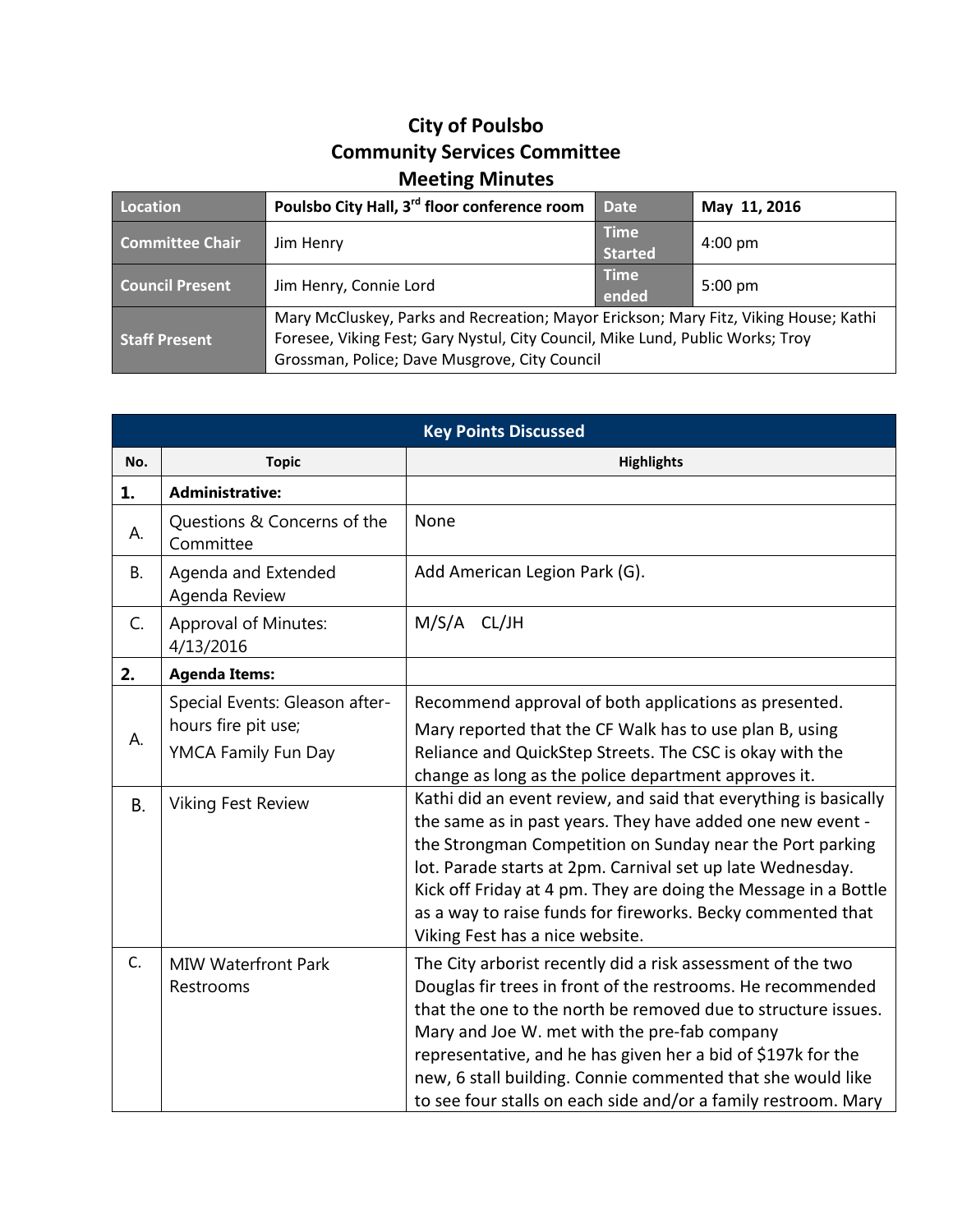# City of Poulsbo
## Community Services Committee
## Meeting Minutes

| Location | Poulsbo City Hall, 3rd floor conference room | Date | May 11, 2016 |
|---|---|---|---|
| Committee Chair | Jim Henry | Time Started | 4:00 pm |
| Council Present | Jim Henry, Connie Lord | Time ended | 5:00 pm |
| Staff Present | Mary McCluskey, Parks and Recreation; Mayor Erickson; Mary Fitz, Viking House; Kathi Foresee, Viking Fest; Gary Nystul, City Council, Mike Lund, Public Works; Troy Grossman, Police; Dave Musgrove, City Council | | |

| Key Points Discussed | | |
|---|---|---|
| **No.** | **Topic** | **Highlights** |
| **1.** | **Administrative:** | |
| A. | Questions & Concerns of the Committee | None |
| B. | Agenda and Extended Agenda Review | Add American Legion Park (G). |
| C. | Approval of Minutes: 4/13/2016 | M/S/A CL/JH |
| **2.** | **Agenda Items:** | |
| A. | Special Events: Gleason after-hours fire pit use; YMCA Family Fun Day | Recommend approval of both applications as presented. Mary reported that the CF Walk has to use plan B, using Reliance and QuickStep Streets. The CSC is okay with the change as long as the police department approves it. |
| B. | Viking Fest Review | Kathi did an event review, and said that everything is basically the same as in past years. They have added one new event - the Strongman Competition on Sunday near the Port parking lot. Parade starts at 2pm. Carnival set up late Wednesday. Kick off Friday at 4 pm. They are doing the Message in a Bottle as a way to raise funds for fireworks. Becky commented that Viking Fest has a nice website. |
| C. | MIW Waterfront Park Restrooms | The City arborist recently did a risk assessment of the two Douglas fir trees in front of the restrooms. He recommended that the one to the north be removed due to structure issues. Mary and Joe W. met with the pre-fab company representative, and he has given her a bid of $197k for the new, 6 stall building. Connie commented that she would like to see four stalls on each side and/or a family restroom. Mary |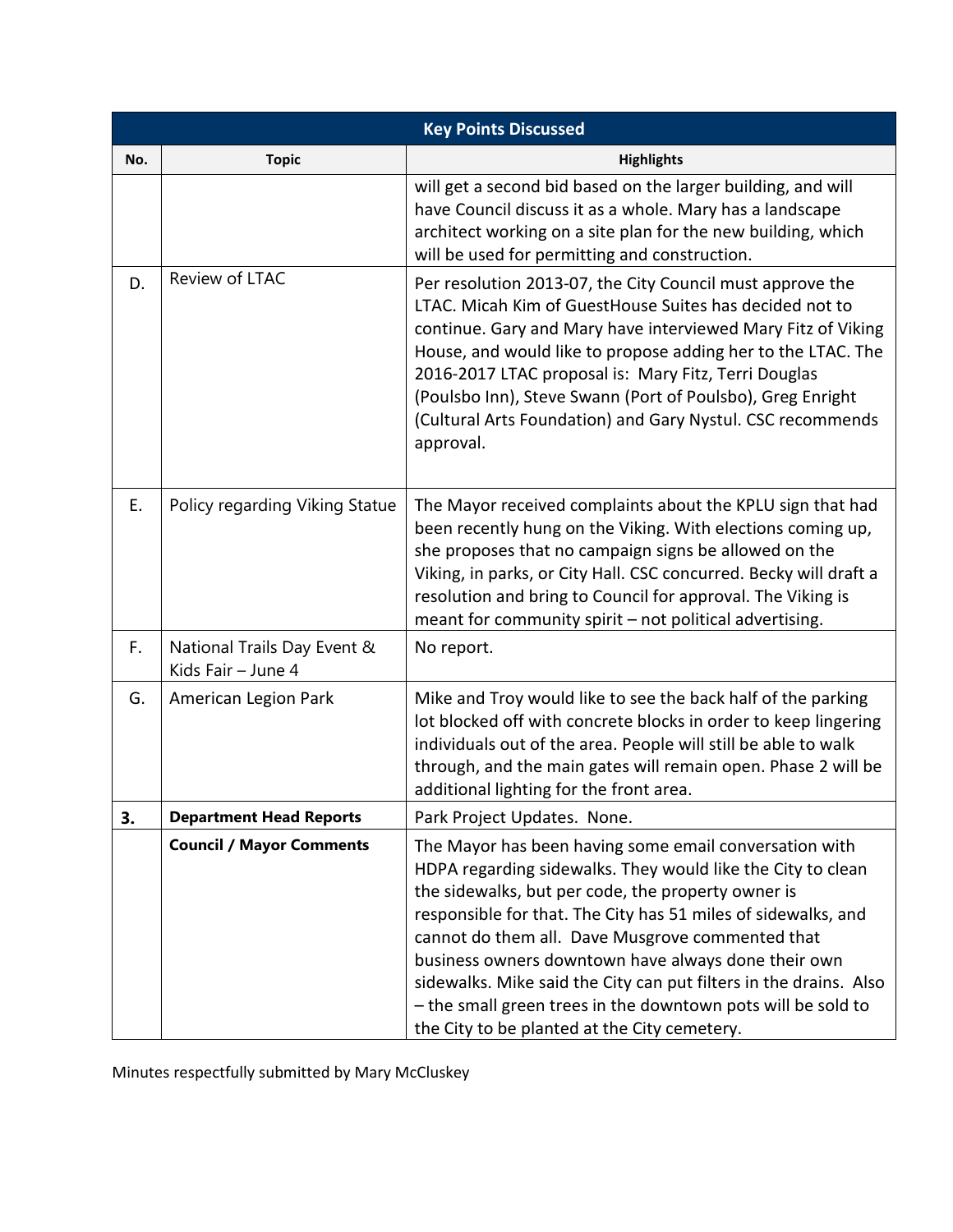| Key Points Discussed | | |
|---|---|---|
| **No.** | **Topic** | **Highlights** |
| | | will get a second bid based on the larger building, and will have Council discuss it as a whole. Mary has a landscape architect working on a site plan for the new building, which will be used for permitting and construction. |
| D. | Review of LTAC | Per resolution 2013-07, the City Council must approve the LTAC. Micah Kim of GuestHouse Suites has decided not to continue. Gary and Mary have interviewed Mary Fitz of Viking House, and would like to propose adding her to the LTAC. The 2016-2017 LTAC proposal is: Mary Fitz, Terri Douglas (Poulsbo Inn), Steve Swann (Port of Poulsbo), Greg Enright (Cultural Arts Foundation) and Gary Nystul. CSC recommends approval. |
| E. | Policy regarding Viking Statue | The Mayor received complaints about the KPLU sign that had been recently hung on the Viking. With elections coming up, she proposes that no campaign signs be allowed on the Viking, in parks, or City Hall. CSC concurred. Becky will draft a resolution and bring to Council for approval. The Viking is meant for community spirit – not political advertising. |
| F. | National Trails Day Event & Kids Fair – June 4 | No report. |
| G. | American Legion Park | Mike and Troy would like to see the back half of the parking lot blocked off with concrete blocks in order to keep lingering individuals out of the area. People will still be able to walk through, and the main gates will remain open. Phase 2 will be additional lighting for the front area. |
| **3.** | **Department Head Reports** | Park Project Updates. None. |
| | **Council / Mayor Comments** | The Mayor has been having some email conversation with HDPA regarding sidewalks. They would like the City to clean the sidewalks, but per code, the property owner is responsible for that. The City has 51 miles of sidewalks, and cannot do them all. Dave Musgrove commented that business owners downtown have always done their own sidewalks. Mike said the City can put filters in the drains. Also – the small green trees in the downtown pots will be sold to the City to be planted at the City cemetery. |

Minutes respectfully submitted by Mary McCluskey